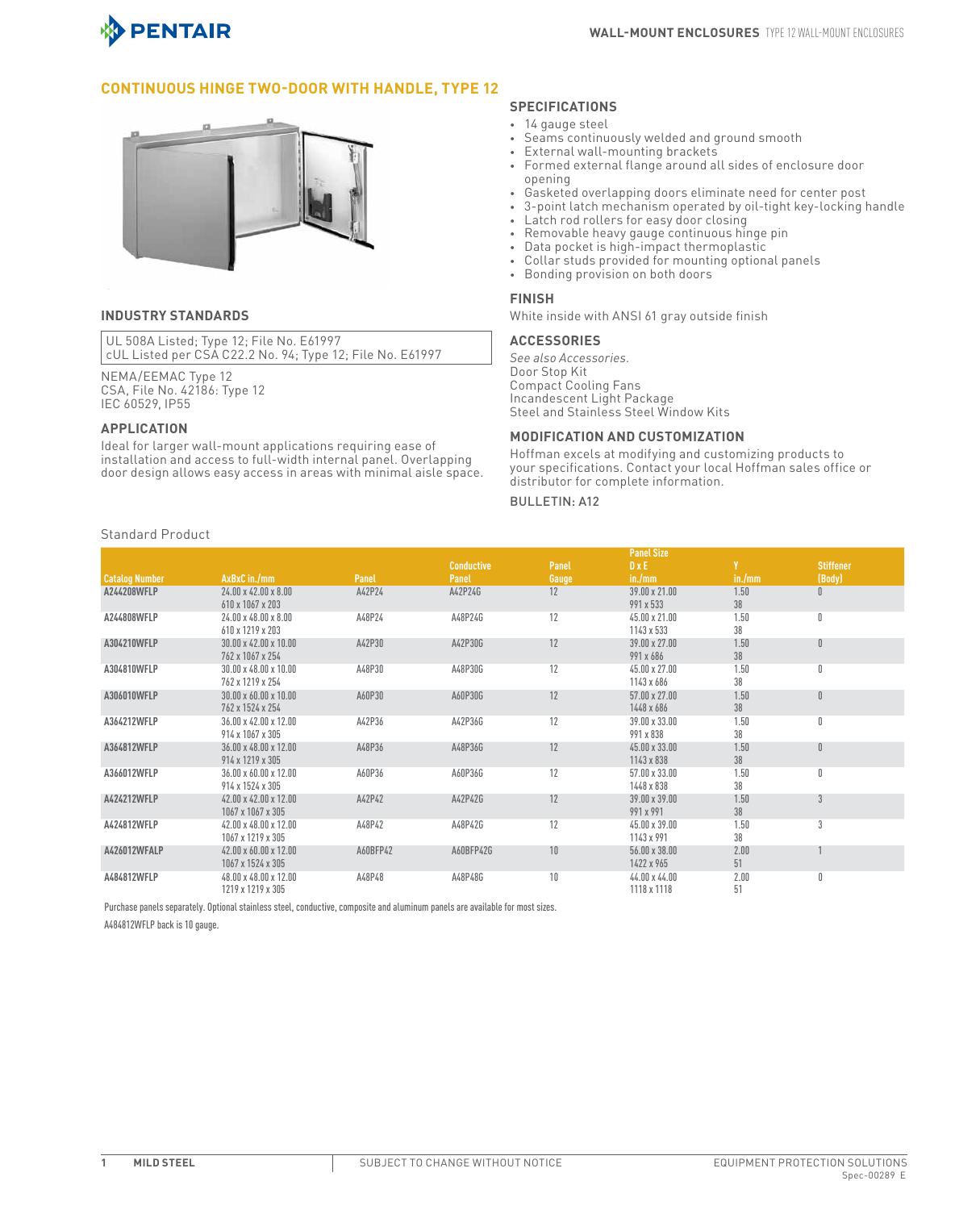## CONTINUOUS HINGE TWO-DOOR WITH HANDLE, TYPE 12

### INDUSTRY STANDARDS

UL 508A Listed; Type 12; File No. E61997
cUL Listed per CSA C22.2 No. 94; Type 12; File No. E61997

NEMA/EEMAC Type 12
CSA, File No. 42186: Type 12
IEC 60529, IP55

### APPLICATION

Ideal for larger wall-mount applications requiring ease of installation and access to full-width internal panel. Overlapping door design allows easy access in areas with minimal aisle space.

### SPECIFICATIONS

- 14 gauge steel
- Seams continuously welded and ground smooth
- External wall-mounting brackets
- Formed external flange around all sides of enclosure door opening
- Gasketed overlapping doors eliminate need for center post
- 3-point latch mechanism operated by oil-tight key-locking handle
- Latch rod rollers for easy door closing
- Removable heavy gauge continuous hinge pin
- Data pocket is high-impact thermoplastic
- Collar studs provided for mounting optional panels
- Bonding provision on both doors

### FINISH

White inside with ANSI 61 gray outside finish

### ACCESSORIES

*See also Accessories.*
Door Stop Kit
Compact Cooling Fans
Incandescent Light Package
Steel and Stainless Steel Window Kits

### MODIFICATION AND CUSTOMIZATION

Hoffman excels at modifying and customizing products to your specifications. Contact your local Hoffman sales office or distributor for complete information.

BULLETIN: A12

Standard Product

| Catalog Number | AxBxC in./mm | Panel | Conductive Panel | Panel Gauge | Panel Size D x E in./mm | Y in./mm | Stiffener (Body) |
|---|---|---|---|---|---|---|---|
| A244208WFLP | 24.00 x 42.00 x 8.00<br>610 x 1067 x 203 | A42P24 | A42P24G | 12 | 39.00 x 21.00<br>991 x 533 | 1.50<br>38 | 0 |
| A244808WFLP | 24.00 x 48.00 x 8.00<br>610 x 1219 x 203 | A48P24 | A48P24G | 12 | 45.00 x 21.00<br>1143 x 533 | 1.50<br>38 | 0 |
| A304210WFLP | 30.00 x 42.00 x 10.00<br>762 x 1067 x 254 | A42P30 | A42P30G | 12 | 39.00 x 27.00<br>991 x 686 | 1.50<br>38 | 0 |
| A304810WFLP | 30.00 x 48.00 x 10.00<br>762 x 1219 x 254 | A48P30 | A48P30G | 12 | 45.00 x 27.00<br>1143 x 686 | 1.50<br>38 | 0 |
| A306010WFLP | 30.00 x 60.00 x 10.00<br>762 x 1524 x 254 | A60P30 | A60P30G | 12 | 57.00 x 27.00<br>1448 x 686 | 1.50<br>38 | 0 |
| A364212WFLP | 36.00 x 42.00 x 12.00<br>914 x 1067 x 305 | A42P36 | A42P36G | 12 | 39.00 x 33.00<br>991 x 838 | 1.50<br>38 | 0 |
| A364812WFLP | 36.00 x 48.00 x 12.00<br>914 x 1219 x 305 | A48P36 | A48P36G | 12 | 45.00 x 33.00<br>1143 x 838 | 1.50<br>38 | 0 |
| A366012WFLP | 36.00 x 60.00 x 12.00<br>914 x 1524 x 305 | A60P36 | A60P36G | 12 | 57.00 x 33.00<br>1448 x 838 | 1.50<br>38 | 0 |
| A424212WFLP | 42.00 x 42.00 x 12.00<br>1067 x 1067 x 305 | A42P42 | A42P42G | 12 | 39.00 x 39.00<br>991 x 991 | 1.50<br>38 | 3 |
| A424812WFLP | 42.00 x 48.00 x 12.00<br>1067 x 1219 x 305 | A48P42 | A48P42G | 12 | 45.00 x 39.00<br>1143 x 991 | 1.50<br>38 | 3 |
| A426012WFALP | 42.00 x 60.00 x 12.00<br>1067 x 1524 x 305 | A60BFP42 | A60BFP42G | 10 | 56.00 x 38.00<br>1422 x 965 | 2.00<br>51 | 1 |
| A484812WFLP | 48.00 x 48.00 x 12.00<br>1219 x 1219 x 305 | A48P48 | A48P48G | 10 | 44.00 x 44.00<br>1118 x 1118 | 2.00<br>51 | 0 |

Purchase panels separately. Optional stainless steel, conductive, composite and aluminum panels are available for most sizes.

A484812WFLP back is 10 gauge.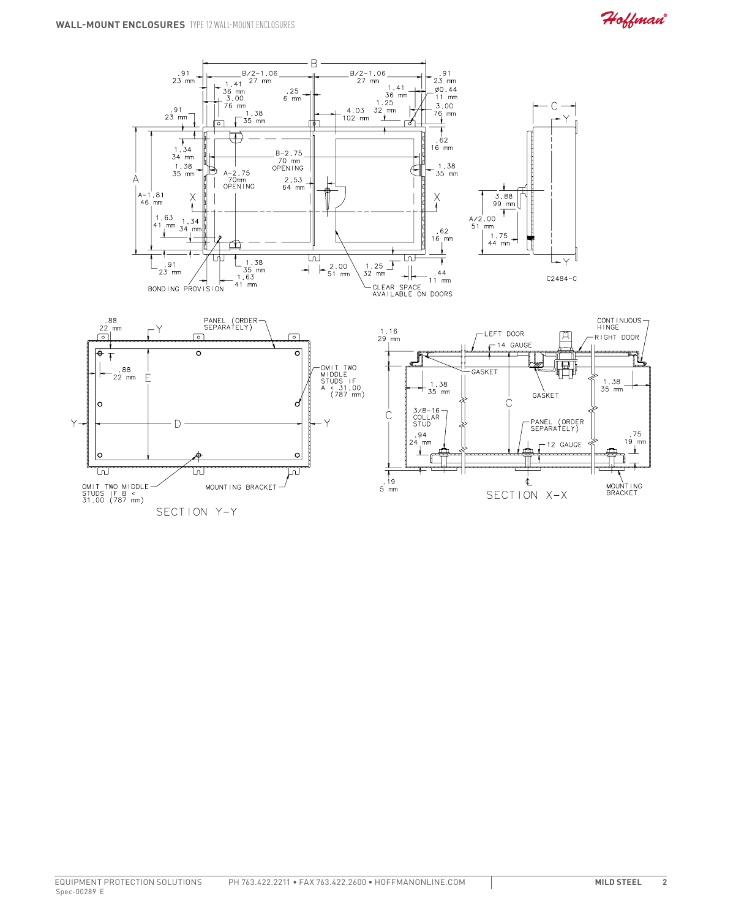B

B/2-1.06
27 mm

B/2-1.06
27 mm

.91
23 mm

1.41
36 mm

3.00
76 mm

.25
6 mm

1.41
36 mm

ø0.44
11 mm

1.25
32 mm

3.00
76 mm

.91
23 mm

1.38
35 mm

4.03
102 mm

.62
16 mm

1.34
34 mm

B-2.75
70 mm
OPENING

1.38
35 mm

1.38
35 mm

A

A-2.75
70mm
OPENING

2.53
64 mm

X

X

A-1.81
46 mm

1.63
41 mm

1.34
34 mm

.62
16 mm

.91
23 mm

1.38
35 mm

1.63
41 mm

2.00
51 mm

1.25
32 mm

.44
11 mm

BONDING PROVISION

CLEAR SPACE
AVAILABLE ON DOORS

C

Y

3.88
99 mm

A/2.00
51 mm

1.75
44 mm

Y

C2484-C

.88
22 mm

PANEL (ORDER SEPARATELY)

Y

.88
22 mm

E

OMIT TWO MIDDLE STUDS IF A < 31.00 (787 mm)

Y

D

Y

OMIT TWO MIDDLE STUDS IF B < 31.00 (787 mm)

MOUNTING BRACKET

SECTION Y-Y

CONTINUOUS HINGE

1.16
29 mm

LEFT DOOR

RIGHT DOOR

14 GAUGE

GASKET

1.38
35 mm

1.38
35 mm

GASKET

C

C

3/8-16 COLLAR STUD

PANEL (ORDER SEPARATELY)

.94
24 mm

12 GAUGE

.75
19 mm

.19
5 mm

℄

MOUNTING BRACKET

SECTION X-X

EQUIPMENT PROTECTION SOLUTIONS PH 763.422.2211 • FAX 763.422.2600 • HOFFMANONLINE.COM

Spec-00289 E